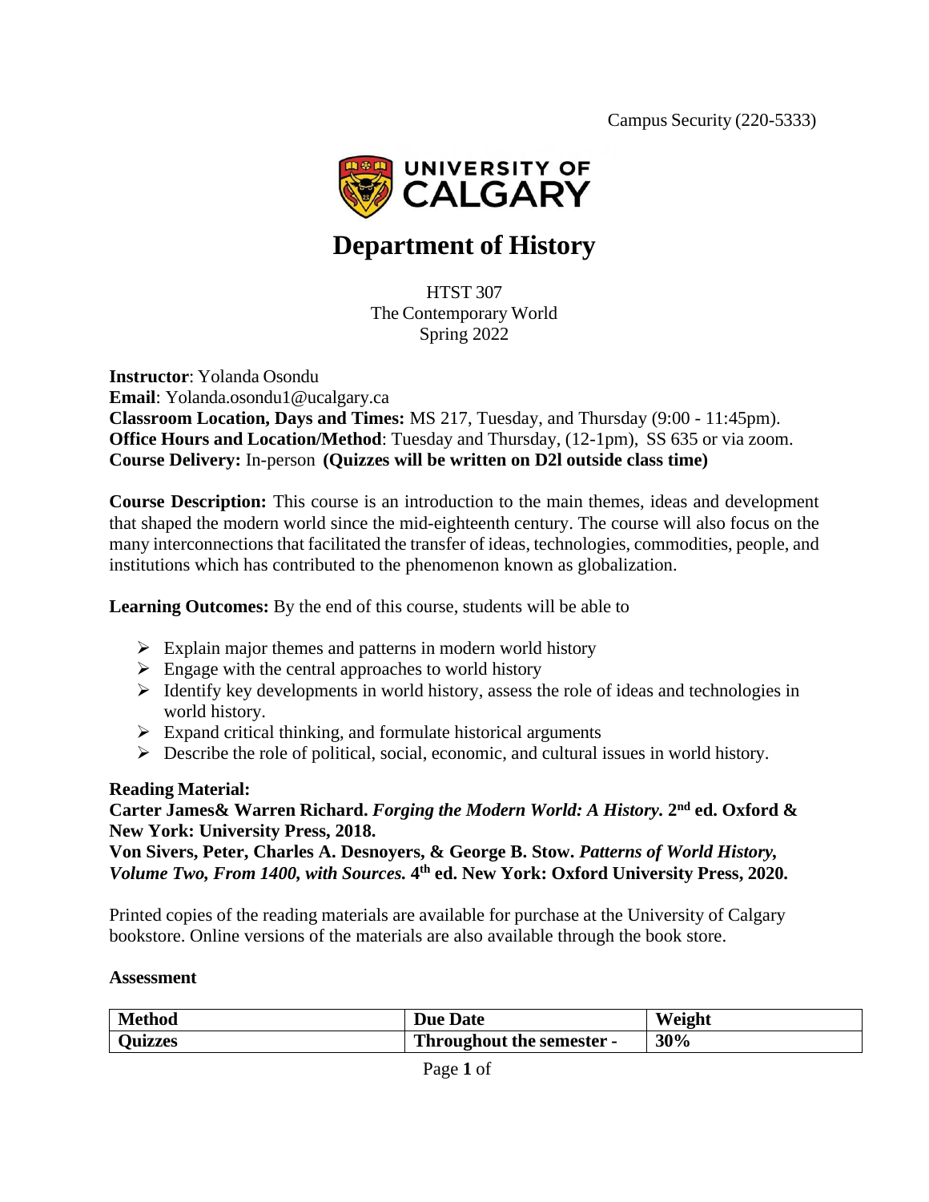Campus Security (220-5333)

UNIVERSITY OF CALGARY

# Department of History

HTST 307
The Contemporary World
Spring 2022

**Instructor**: Yolanda Osondu
**Email**: Yolanda.osondu1@ucalgary.ca
**Classroom Location, Days and Times:** MS 217, Tuesday, and Thursday (9:00 - 11:45pm).
**Office Hours and Location/Method**: Tuesday and Thursday, (12-1pm), SS 635 or via zoom.
**Course Delivery:** In-person **(Quizzes will be written on D2l outside class time)**

**Course Description:** This course is an introduction to the main themes, ideas and development that shaped the modern world since the mid-eighteenth century. The course will also focus on the many interconnections that facilitated the transfer of ideas, technologies, commodities, people, and institutions which has contributed to the phenomenon known as globalization.

**Learning Outcomes:** By the end of this course, students will be able to

- Explain major themes and patterns in modern world history
- Engage with the central approaches to world history
- Identify key developments in world history, assess the role of ideas and technologies in world history.
- Expand critical thinking, and formulate historical arguments
- Describe the role of political, social, economic, and cultural issues in world history.

**Reading Material:**
**Carter James& Warren Richard. *Forging the Modern World: A History.* 2nd ed. Oxford & New York: University Press, 2018.**
**Von Sivers, Peter, Charles A. Desnoyers, & George B. Stow. *Patterns of World History, Volume Two, From 1400, with Sources.* 4th ed. New York: Oxford University Press, 2020.**

Printed copies of the reading materials are available for purchase at the University of Calgary bookstore. Online versions of the materials are also available through the book store.

**Assessment**

| Method | Due Date | Weight |
|---|---|---|
| Quizzes | Throughout the semester - | 30% |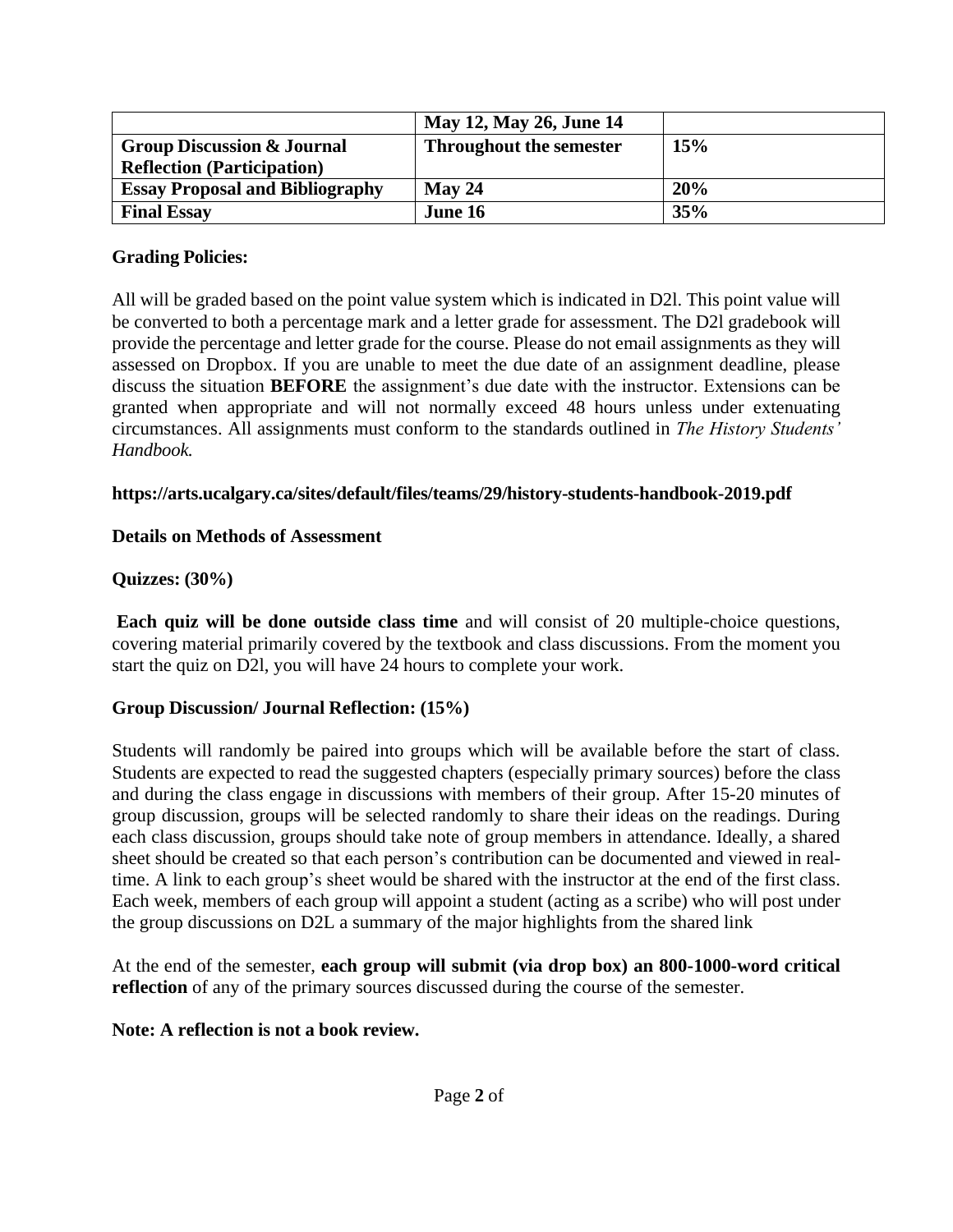| | May 12, May 26, June 14 | |
|---|---|---|
| **Group Discussion & Journal Reflection (Participation)** | **Throughout the semester** | **15%** |
| **Essay Proposal and Bibliography** | **May 24** | **20%** |
| **Final Essay** | **June 16** | **35%** |

**Grading Policies:**

All will be graded based on the point value system which is indicated in D2l. This point value will be converted to both a percentage mark and a letter grade for assessment. The D2l gradebook will provide the percentage and letter grade for the course. Please do not email assignments as they will assessed on Dropbox. If you are unable to meet the due date of an assignment deadline, please discuss the situation **BEFORE** the assignment's due date with the instructor. Extensions can be granted when appropriate and will not normally exceed 48 hours unless under extenuating circumstances. All assignments must conform to the standards outlined in *The History Students' Handbook.*

**https://arts.ucalgary.ca/sites/default/files/teams/29/history-students-handbook-2019.pdf**

**Details on Methods of Assessment**

**Quizzes: (30%)**

**Each quiz will be done outside class time** and will consist of 20 multiple-choice questions, covering material primarily covered by the textbook and class discussions. From the moment you start the quiz on D2l, you will have 24 hours to complete your work.

**Group Discussion/ Journal Reflection: (15%)**

Students will randomly be paired into groups which will be available before the start of class. Students are expected to read the suggested chapters (especially primary sources) before the class and during the class engage in discussions with members of their group. After 15-20 minutes of group discussion, groups will be selected randomly to share their ideas on the readings. During each class discussion, groups should take note of group members in attendance. Ideally, a shared sheet should be created so that each person's contribution can be documented and viewed in real-time. A link to each group's sheet would be shared with the instructor at the end of the first class. Each week, members of each group will appoint a student (acting as a scribe) who will post under the group discussions on D2L a summary of the major highlights from the shared link

At the end of the semester, **each group will submit (via drop box) an 800-1000-word critical reflection** of any of the primary sources discussed during the course of the semester.

**Note: A reflection is not a book review.**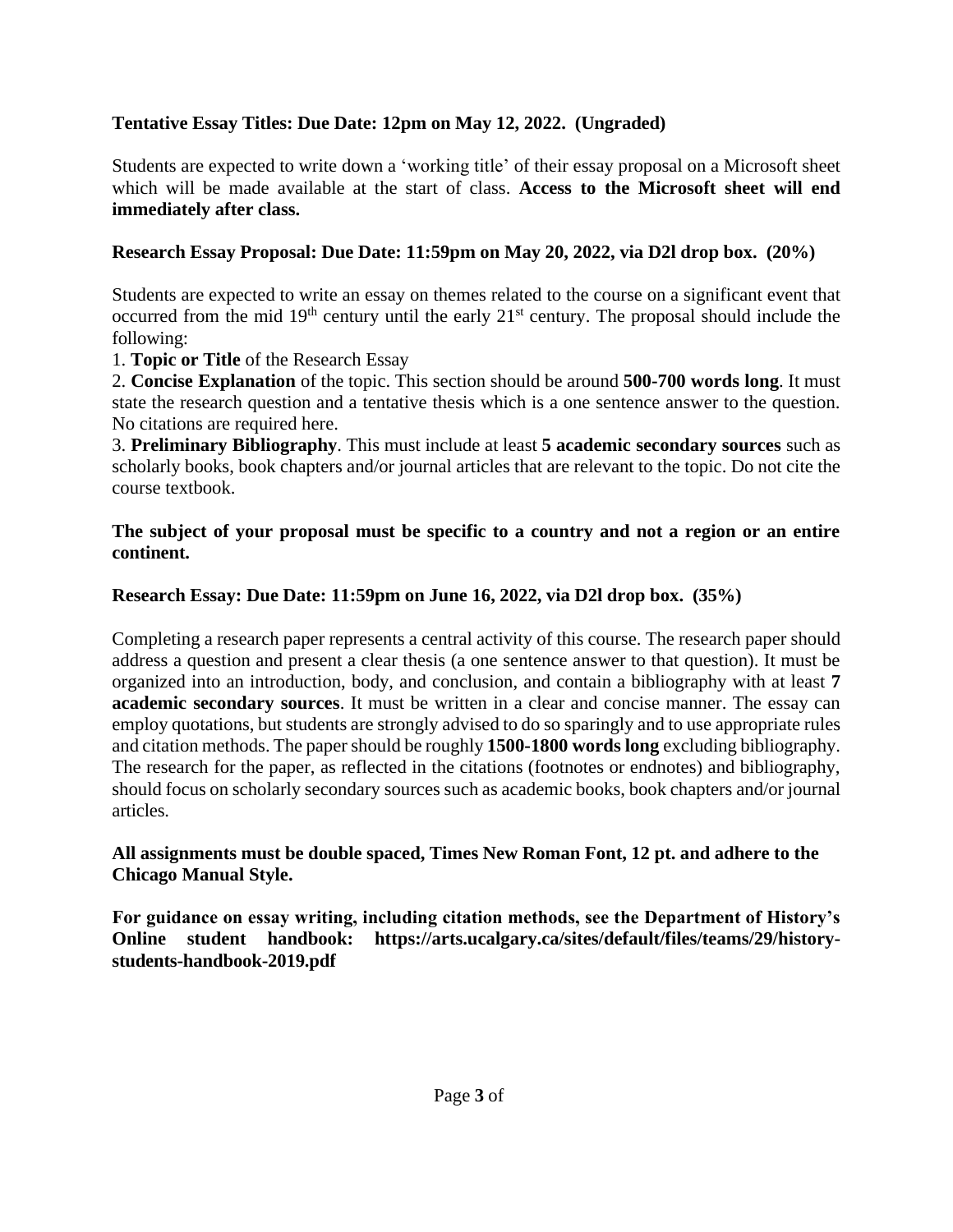**Tentative Essay Titles: Due Date: 12pm on May 12, 2022. (Ungraded)**

Students are expected to write down a 'working title' of their essay proposal on a Microsoft sheet which will be made available at the start of class. **Access to the Microsoft sheet will end immediately after class.**

**Research Essay Proposal: Due Date: 11:59pm on May 20, 2022, via D2l drop box. (20%)**

Students are expected to write an essay on themes related to the course on a significant event that occurred from the mid 19th century until the early 21st century. The proposal should include the following:

1. **Topic or Title** of the Research Essay
2. **Concise Explanation** of the topic. This section should be around **500-700 words long**. It must state the research question and a tentative thesis which is a one sentence answer to the question. No citations are required here.
3. **Preliminary Bibliography**. This must include at least **5 academic secondary sources** such as scholarly books, book chapters and/or journal articles that are relevant to the topic. Do not cite the course textbook.

**The subject of your proposal must be specific to a country and not a region or an entire continent.**

**Research Essay: Due Date: 11:59pm on June 16, 2022, via D2l drop box. (35%)**

Completing a research paper represents a central activity of this course. The research paper should address a question and present a clear thesis (a one sentence answer to that question). It must be organized into an introduction, body, and conclusion, and contain a bibliography with at least **7 academic secondary sources**. It must be written in a clear and concise manner. The essay can employ quotations, but students are strongly advised to do so sparingly and to use appropriate rules and citation methods. The paper should be roughly **1500-1800 words long** excluding bibliography. The research for the paper, as reflected in the citations (footnotes or endnotes) and bibliography, should focus on scholarly secondary sources such as academic books, book chapters and/or journal articles.

**All assignments must be double spaced, Times New Roman Font, 12 pt. and adhere to the Chicago Manual Style.**

**For guidance on essay writing, including citation methods, see the Department of History's Online student handbook: https://arts.ucalgary.ca/sites/default/files/teams/29/history-students-handbook-2019.pdf**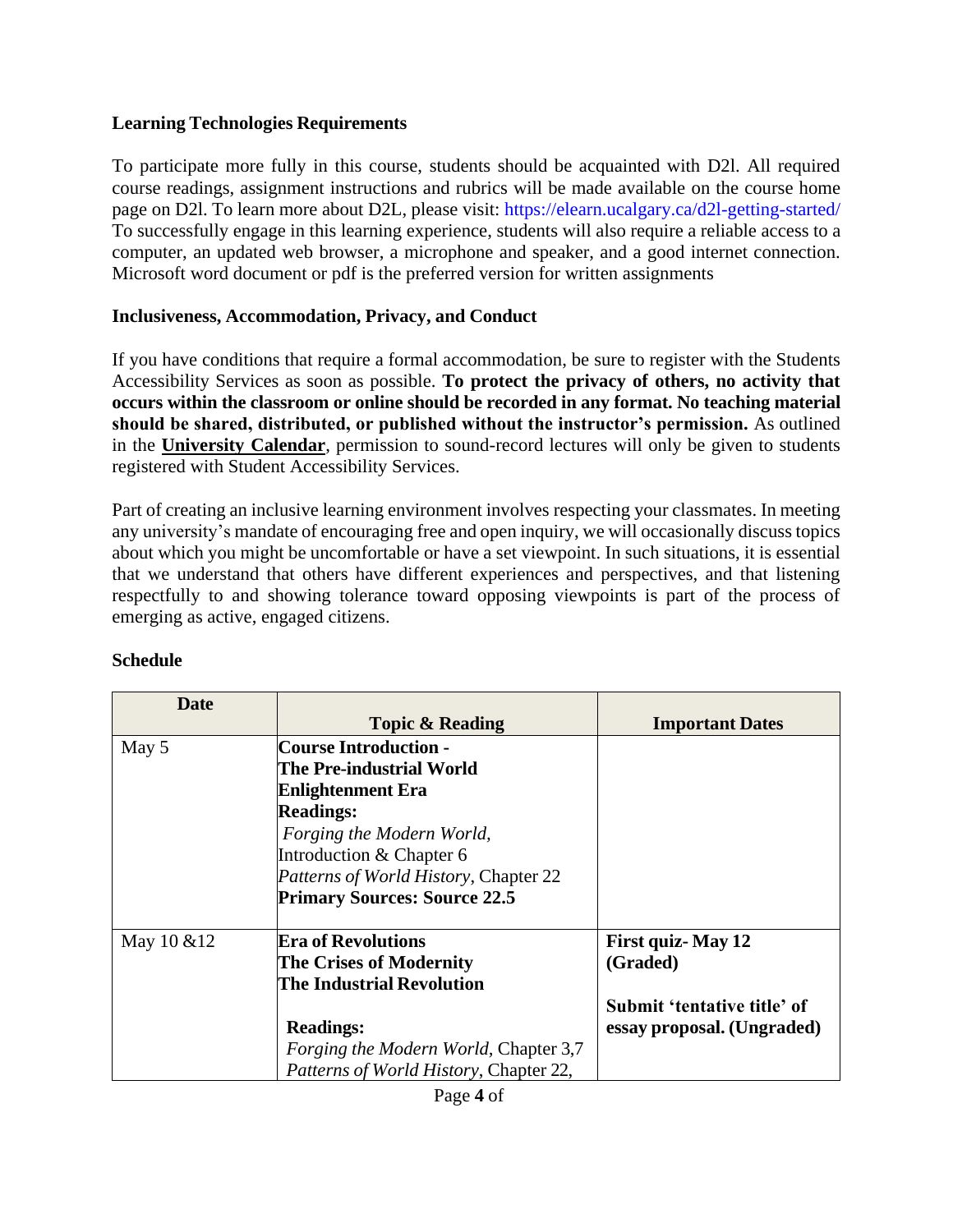**Learning Technologies Requirements**

To participate more fully in this course, students should be acquainted with D2l. All required course readings, assignment instructions and rubrics will be made available on the course home page on D2l. To learn more about D2L, please visit: https://elearn.ucalgary.ca/d2l-getting-started/ To successfully engage in this learning experience, students will also require a reliable access to a computer, an updated web browser, a microphone and speaker, and a good internet connection. Microsoft word document or pdf is the preferred version for written assignments

**Inclusiveness, Accommodation, Privacy, and Conduct**

If you have conditions that require a formal accommodation, be sure to register with the Students Accessibility Services as soon as possible. **To protect the privacy of others, no activity that occurs within the classroom or online should be recorded in any format. No teaching material should be shared, distributed, or published without the instructor's permission.** As outlined in the **University Calendar**, permission to sound-record lectures will only be given to students registered with Student Accessibility Services.

Part of creating an inclusive learning environment involves respecting your classmates. In meeting any university's mandate of encouraging free and open inquiry, we will occasionally discuss topics about which you might be uncomfortable or have a set viewpoint. In such situations, it is essential that we understand that others have different experiences and perspectives, and that listening respectfully to and showing tolerance toward opposing viewpoints is part of the process of emerging as active, engaged citizens.

**Schedule**

| Date | Topic & Reading | Important Dates |
|---|---|---|
| May 5 | **Course Introduction -**<br>**The Pre-industrial World**<br>**Enlightenment Era**<br>**Readings:**<br>*Forging the Modern World,*<br>Introduction & Chapter 6<br>*Patterns of World History,* Chapter 22<br>**Primary Sources: Source 22.5** | |
| May 10 &12 | **Era of Revolutions**<br>**The Crises of Modernity**<br>**The Industrial Revolution**<br><br>**Readings:**<br>*Forging the Modern World,* Chapter 3,7<br>*Patterns of World History,* Chapter 22, | **First quiz- May 12 (Graded)**<br><br>**Submit 'tentative title' of essay proposal. (Ungraded)** |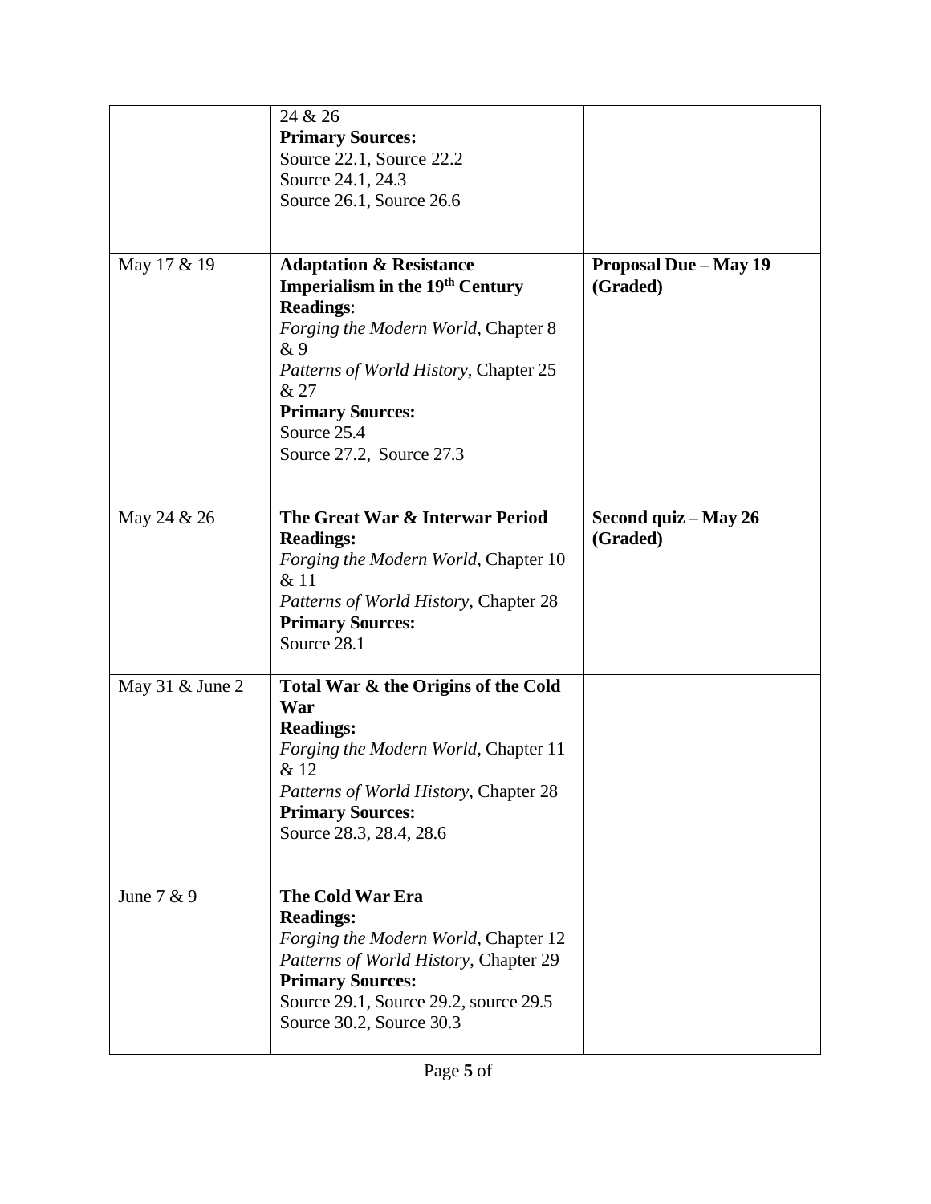| | | |
|---|---|---|
| | 24 & 26<br>**Primary Sources:**<br>Source 22.1, Source 22.2<br>Source 24.1, 24.3<br>Source 26.1, Source 26.6 | |
| May 17 & 19 | **Adaptation & Resistance**<br>**Imperialism in the 19th Century**<br>**Readings**:<br>*Forging the Modern World,* Chapter 8 & 9<br>*Patterns of World History*, Chapter 25 & 27<br>**Primary Sources:**<br>Source 25.4<br>Source 27.2, Source 27.3 | **Proposal Due – May 19 (Graded)** |
| May 24 & 26 | **The Great War & Interwar Period**<br>**Readings:**<br>*Forging the Modern World,* Chapter 10 & 11<br>*Patterns of World History*, Chapter 28<br>**Primary Sources:**<br>Source 28.1 | **Second quiz – May 26 (Graded)** |
| May 31 & June 2 | **Total War & the Origins of the Cold War**<br>**Readings:**<br>*Forging the Modern World,* Chapter 11 & 12<br>*Patterns of World History*, Chapter 28<br>**Primary Sources:**<br>Source 28.3, 28.4, 28.6 | |
| June 7 & 9 | **The Cold War Era**<br>**Readings:**<br>*Forging the Modern World,* Chapter 12<br>*Patterns of World History,* Chapter 29<br>**Primary Sources:**<br>Source 29.1, Source 29.2, source 29.5<br>Source 30.2, Source 30.3 | |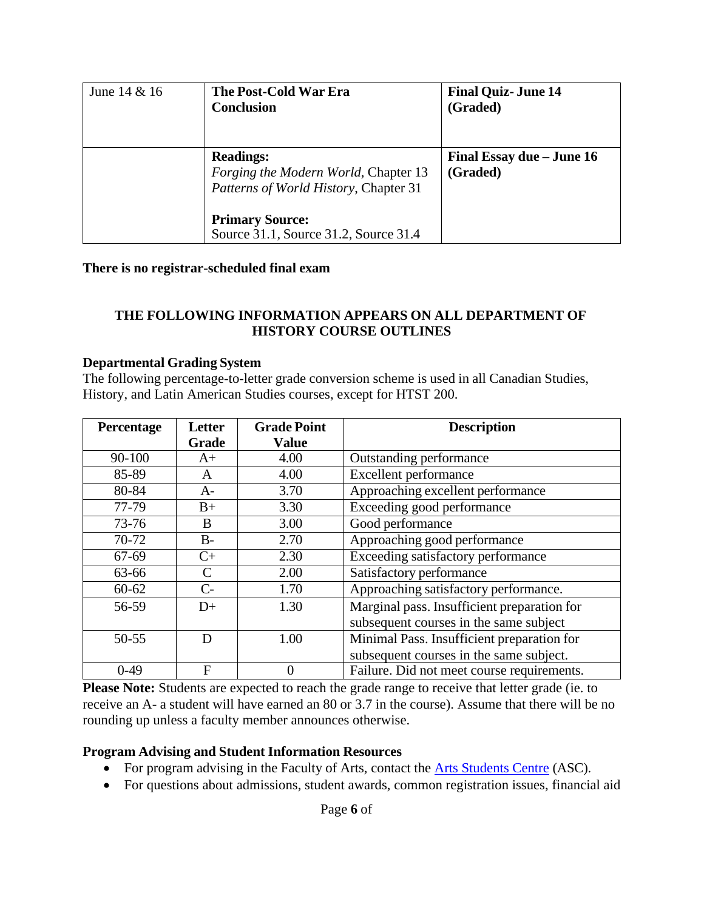| June 14 & 16 | **The Post-Cold War Era**<br>**Conclusion** | **Final Quiz- June 14 (Graded)** |
|---|---|---|
| | **Readings:**<br>*Forging the Modern World,* Chapter 13<br>*Patterns of World History,* Chapter 31<br><br>**Primary Source:**<br>Source 31.1, Source 31.2, Source 31.4 | **Final Essay due – June 16 (Graded)** |

**There is no registrar-scheduled final exam**

### THE FOLLOWING INFORMATION APPEARS ON ALL DEPARTMENT OF HISTORY COURSE OUTLINES

**Departmental Grading System**

The following percentage-to-letter grade conversion scheme is used in all Canadian Studies, History, and Latin American Studies courses, except for HTST 200.

| Percentage | Letter Grade | Grade Point Value | Description |
|---|---|---|---|
| 90-100 | A+ | 4.00 | Outstanding performance |
| 85-89 | A | 4.00 | Excellent performance |
| 80-84 | A- | 3.70 | Approaching excellent performance |
| 77-79 | B+ | 3.30 | Exceeding good performance |
| 73-76 | B | 3.00 | Good performance |
| 70-72 | B- | 2.70 | Approaching good performance |
| 67-69 | C+ | 2.30 | Exceeding satisfactory performance |
| 63-66 | C | 2.00 | Satisfactory performance |
| 60-62 | C- | 1.70 | Approaching satisfactory performance. |
| 56-59 | D+ | 1.30 | Marginal pass. Insufficient preparation for subsequent courses in the same subject |
| 50-55 | D | 1.00 | Minimal Pass. Insufficient preparation for subsequent courses in the same subject. |
| 0-49 | F | 0 | Failure. Did not meet course requirements. |

**Please Note:** Students are expected to reach the grade range to receive that letter grade (ie. to receive an A- a student will have earned an 80 or 3.7 in the course). Assume that there will be no rounding up unless a faculty member announces otherwise.

**Program Advising and Student Information Resources**

- For program advising in the Faculty of Arts, contact the Arts Students Centre (ASC).
- For questions about admissions, student awards, common registration issues, financial aid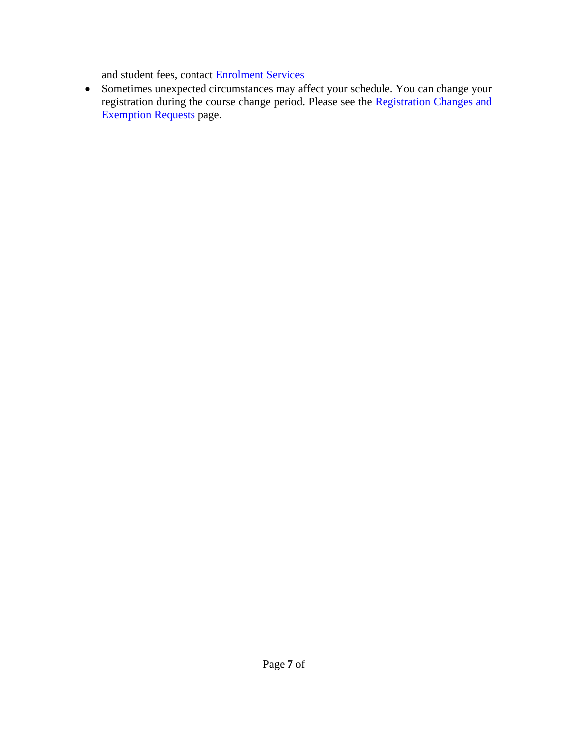and student fees, contact Enrolment Services

- Sometimes unexpected circumstances may affect your schedule. You can change your registration during the course change period. Please see the Registration Changes and Exemption Requests page.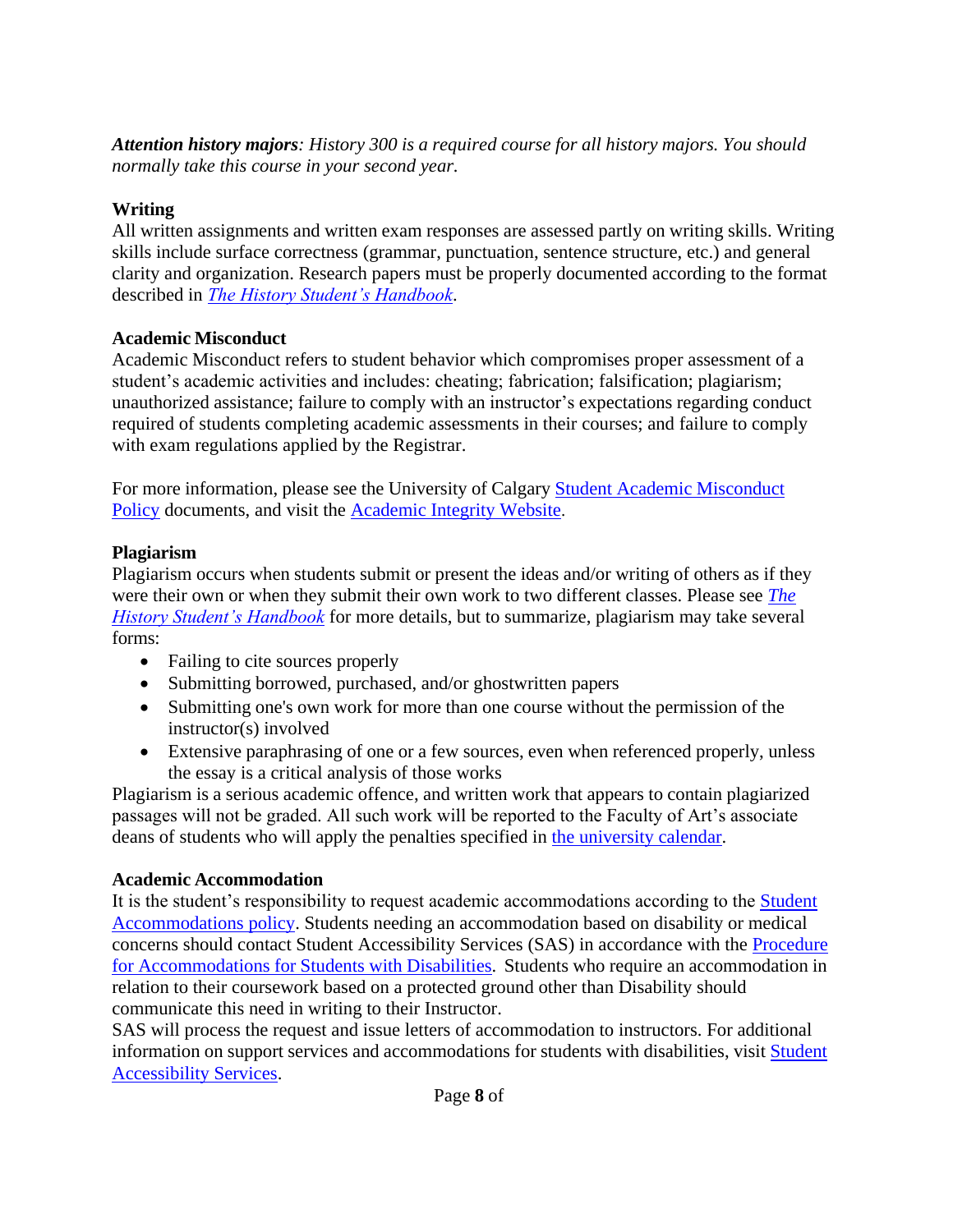***Attention history majors**: History 300 is a required course for all history majors. You should normally take this course in your second year.*

**Writing**

All written assignments and written exam responses are assessed partly on writing skills. Writing skills include surface correctness (grammar, punctuation, sentence structure, etc.) and general clarity and organization. Research papers must be properly documented according to the format described in [*The History Student's Handbook*](#).

**Academic Misconduct**

Academic Misconduct refers to student behavior which compromises proper assessment of a student's academic activities and includes: cheating; fabrication; falsification; plagiarism; unauthorized assistance; failure to comply with an instructor's expectations regarding conduct required of students completing academic assessments in their courses; and failure to comply with exam regulations applied by the Registrar.

For more information, please see the University of Calgary [Student Academic Misconduct Policy](#) documents, and visit the [Academic Integrity Website](#).

**Plagiarism**

Plagiarism occurs when students submit or present the ideas and/or writing of others as if they were their own or when they submit their own work to two different classes. Please see [*The History Student's Handbook*](#) for more details, but to summarize, plagiarism may take several forms:

- Failing to cite sources properly
- Submitting borrowed, purchased, and/or ghostwritten papers
- Submitting one's own work for more than one course without the permission of the instructor(s) involved
- Extensive paraphrasing of one or a few sources, even when referenced properly, unless the essay is a critical analysis of those works

Plagiarism is a serious academic offence, and written work that appears to contain plagiarized passages will not be graded. All such work will be reported to the Faculty of Art's associate deans of students who will apply the penalties specified in [the university calendar](#).

**Academic Accommodation**

It is the student's responsibility to request academic accommodations according to the [Student Accommodations policy](#). Students needing an accommodation based on disability or medical concerns should contact Student Accessibility Services (SAS) in accordance with the [Procedure for Accommodations for Students with Disabilities](#). Students who require an accommodation in relation to their coursework based on a protected ground other than Disability should communicate this need in writing to their Instructor.

SAS will process the request and issue letters of accommodation to instructors. For additional information on support services and accommodations for students with disabilities, visit [Student Accessibility Services](#).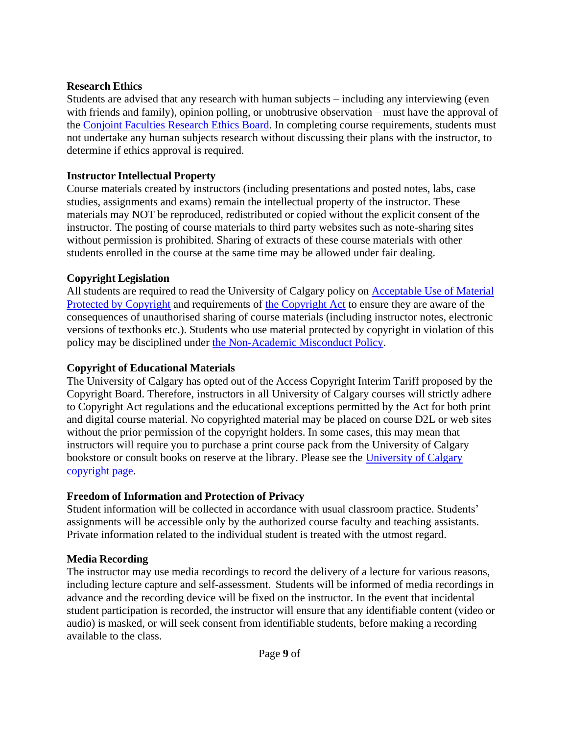**Research Ethics**

Students are advised that any research with human subjects – including any interviewing (even with friends and family), opinion polling, or unobtrusive observation – must have the approval of the Conjoint Faculties Research Ethics Board. In completing course requirements, students must not undertake any human subjects research without discussing their plans with the instructor, to determine if ethics approval is required.

**Instructor Intellectual Property**

Course materials created by instructors (including presentations and posted notes, labs, case studies, assignments and exams) remain the intellectual property of the instructor. These materials may NOT be reproduced, redistributed or copied without the explicit consent of the instructor. The posting of course materials to third party websites such as note-sharing sites without permission is prohibited. Sharing of extracts of these course materials with other students enrolled in the course at the same time may be allowed under fair dealing.

**Copyright Legislation**

All students are required to read the University of Calgary policy on Acceptable Use of Material Protected by Copyright and requirements of the Copyright Act to ensure they are aware of the consequences of unauthorised sharing of course materials (including instructor notes, electronic versions of textbooks etc.). Students who use material protected by copyright in violation of this policy may be disciplined under the Non-Academic Misconduct Policy.

**Copyright of Educational Materials**

The University of Calgary has opted out of the Access Copyright Interim Tariff proposed by the Copyright Board. Therefore, instructors in all University of Calgary courses will strictly adhere to Copyright Act regulations and the educational exceptions permitted by the Act for both print and digital course material. No copyrighted material may be placed on course D2L or web sites without the prior permission of the copyright holders. In some cases, this may mean that instructors will require you to purchase a print course pack from the University of Calgary bookstore or consult books on reserve at the library. Please see the University of Calgary copyright page.

**Freedom of Information and Protection of Privacy**

Student information will be collected in accordance with usual classroom practice. Students' assignments will be accessible only by the authorized course faculty and teaching assistants. Private information related to the individual student is treated with the utmost regard.

**Media Recording**

The instructor may use media recordings to record the delivery of a lecture for various reasons, including lecture capture and self-assessment. Students will be informed of media recordings in advance and the recording device will be fixed on the instructor. In the event that incidental student participation is recorded, the instructor will ensure that any identifiable content (video or audio) is masked, or will seek consent from identifiable students, before making a recording available to the class.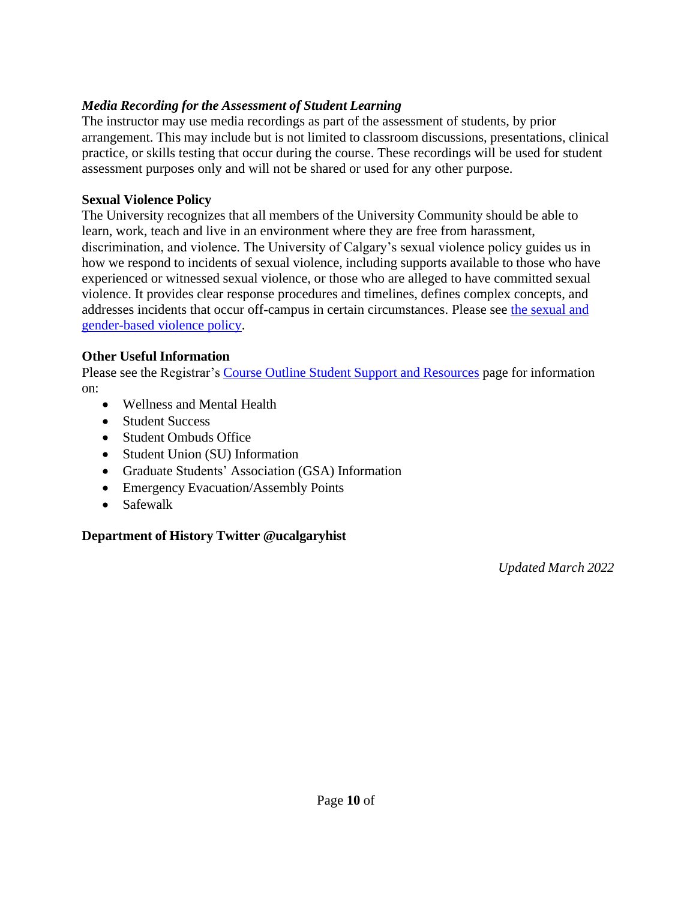***Media Recording for the Assessment of Student Learning***

The instructor may use media recordings as part of the assessment of students, by prior arrangement. This may include but is not limited to classroom discussions, presentations, clinical practice, or skills testing that occur during the course. These recordings will be used for student assessment purposes only and will not be shared or used for any other purpose.

**Sexual Violence Policy**

The University recognizes that all members of the University Community should be able to learn, work, teach and live in an environment where they are free from harassment, discrimination, and violence. The University of Calgary's sexual violence policy guides us in how we respond to incidents of sexual violence, including supports available to those who have experienced or witnessed sexual violence, or those who are alleged to have committed sexual violence. It provides clear response procedures and timelines, defines complex concepts, and addresses incidents that occur off-campus in certain circumstances. Please see the sexual and gender-based violence policy.

**Other Useful Information**

Please see the Registrar's Course Outline Student Support and Resources page for information on:

- Wellness and Mental Health
- Student Success
- Student Ombuds Office
- Student Union (SU) Information
- Graduate Students' Association (GSA) Information
- Emergency Evacuation/Assembly Points
- Safewalk

**Department of History Twitter @ucalgaryhist**

*Updated March 2022*